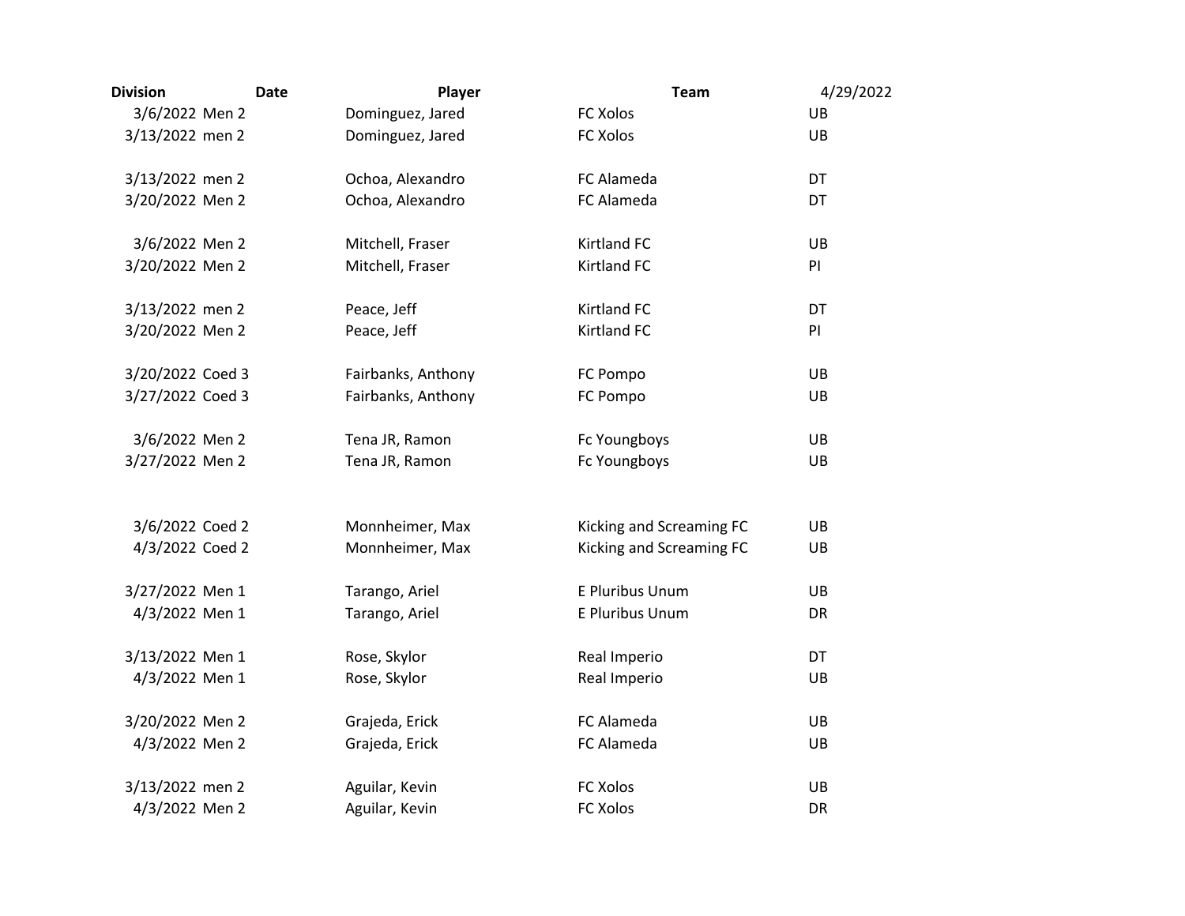| Division | Date | Player | Team | 4/29/2022 |
|---|---|---|---|---|
| 3/6/2022 | Men 2 | Dominguez, Jared | FC Xolos | UB |
| 3/13/2022 | men 2 | Dominguez, Jared | FC Xolos | UB |
| | | | | |
| 3/13/2022 | men 2 | Ochoa, Alexandro | FC Alameda | DT |
| 3/20/2022 | Men 2 | Ochoa, Alexandro | FC Alameda | DT |
| | | | | |
| 3/6/2022 | Men 2 | Mitchell, Fraser | Kirtland FC | UB |
| 3/20/2022 | Men 2 | Mitchell, Fraser | Kirtland FC | PI |
| | | | | |
| 3/13/2022 | men 2 | Peace, Jeff | Kirtland FC | DT |
| 3/20/2022 | Men 2 | Peace, Jeff | Kirtland FC | PI |
| | | | | |
| 3/20/2022 | Coed 3 | Fairbanks, Anthony | FC Pompo | UB |
| 3/27/2022 | Coed 3 | Fairbanks, Anthony | FC Pompo | UB |
| | | | | |
| 3/6/2022 | Men 2 | Tena JR, Ramon | Fc Youngboys | UB |
| 3/27/2022 | Men 2 | Tena JR, Ramon | Fc Youngboys | UB |
| | | | | |
| 3/6/2022 | Coed 2 | Monnheimer, Max | Kicking and Screaming FC | UB |
| 4/3/2022 | Coed 2 | Monnheimer, Max | Kicking and Screaming FC | UB |
| | | | | |
| 3/27/2022 | Men 1 | Tarango, Ariel | E Pluribus Unum | UB |
| 4/3/2022 | Men 1 | Tarango, Ariel | E Pluribus Unum | DR |
| | | | | |
| 3/13/2022 | Men 1 | Rose, Skylor | Real Imperio | DT |
| 4/3/2022 | Men 1 | Rose, Skylor | Real Imperio | UB |
| | | | | |
| 3/20/2022 | Men 2 | Grajeda, Erick | FC Alameda | UB |
| 4/3/2022 | Men 2 | Grajeda, Erick | FC Alameda | UB |
| | | | | |
| 3/13/2022 | men 2 | Aguilar, Kevin | FC Xolos | UB |
| 4/3/2022 | Men 2 | Aguilar, Kevin | FC Xolos | DR |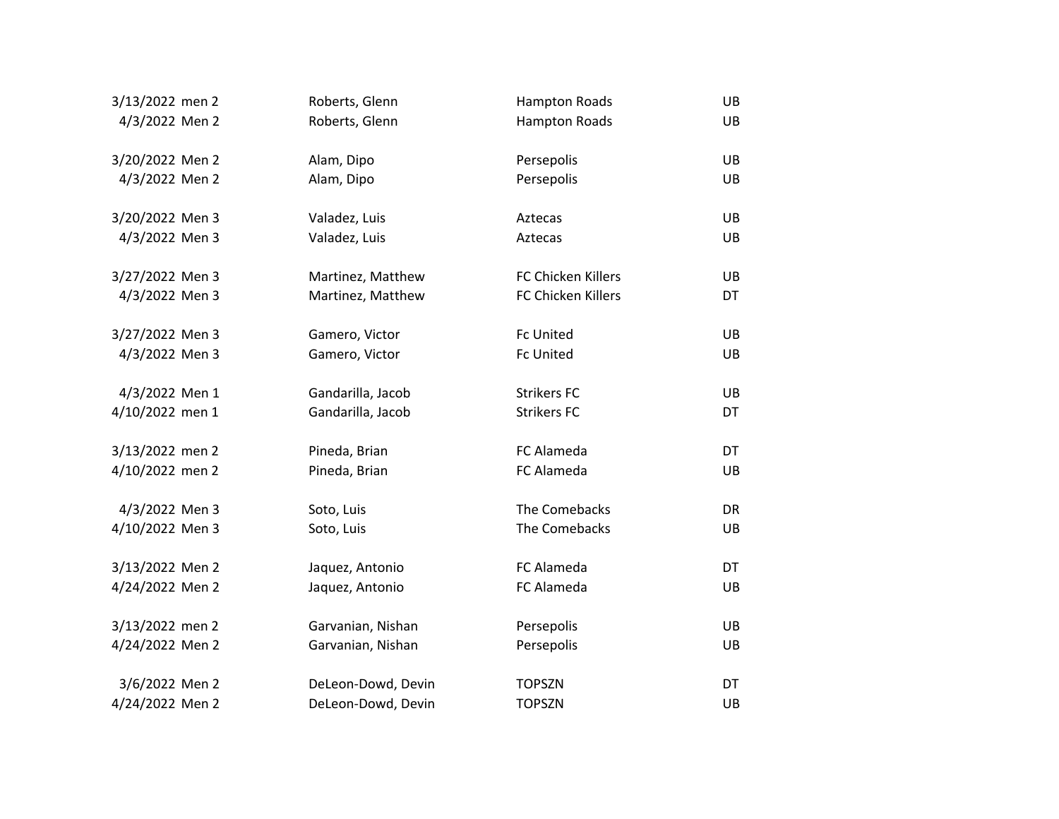| | | | | |
|---|---|---|---|---|
| 3/13/2022 | men 2 | Roberts, Glenn | Hampton Roads | UB |
| 4/3/2022 | Men 2 | Roberts, Glenn | Hampton Roads | UB |
| | | | | |
| 3/20/2022 | Men 2 | Alam, Dipo | Persepolis | UB |
| 4/3/2022 | Men 2 | Alam, Dipo | Persepolis | UB |
| | | | | |
| 3/20/2022 | Men 3 | Valadez, Luis | Aztecas | UB |
| 4/3/2022 | Men 3 | Valadez, Luis | Aztecas | UB |
| | | | | |
| 3/27/2022 | Men 3 | Martinez, Matthew | FC Chicken Killers | UB |
| 4/3/2022 | Men 3 | Martinez, Matthew | FC Chicken Killers | DT |
| | | | | |
| 3/27/2022 | Men 3 | Gamero, Victor | Fc United | UB |
| 4/3/2022 | Men 3 | Gamero, Victor | Fc United | UB |
| | | | | |
| 4/3/2022 | Men 1 | Gandarilla, Jacob | Strikers FC | UB |
| 4/10/2022 | men 1 | Gandarilla, Jacob | Strikers FC | DT |
| | | | | |
| 3/13/2022 | men 2 | Pineda, Brian | FC Alameda | DT |
| 4/10/2022 | men 2 | Pineda, Brian | FC Alameda | UB |
| | | | | |
| 4/3/2022 | Men 3 | Soto, Luis | The Comebacks | DR |
| 4/10/2022 | Men 3 | Soto, Luis | The Comebacks | UB |
| | | | | |
| 3/13/2022 | Men 2 | Jaquez, Antonio | FC Alameda | DT |
| 4/24/2022 | Men 2 | Jaquez, Antonio | FC Alameda | UB |
| | | | | |
| 3/13/2022 | men 2 | Garvanian, Nishan | Persepolis | UB |
| 4/24/2022 | Men 2 | Garvanian, Nishan | Persepolis | UB |
| | | | | |
| 3/6/2022 | Men 2 | DeLeon-Dowd, Devin | TOPSZN | DT |
| 4/24/2022 | Men 2 | DeLeon-Dowd, Devin | TOPSZN | UB |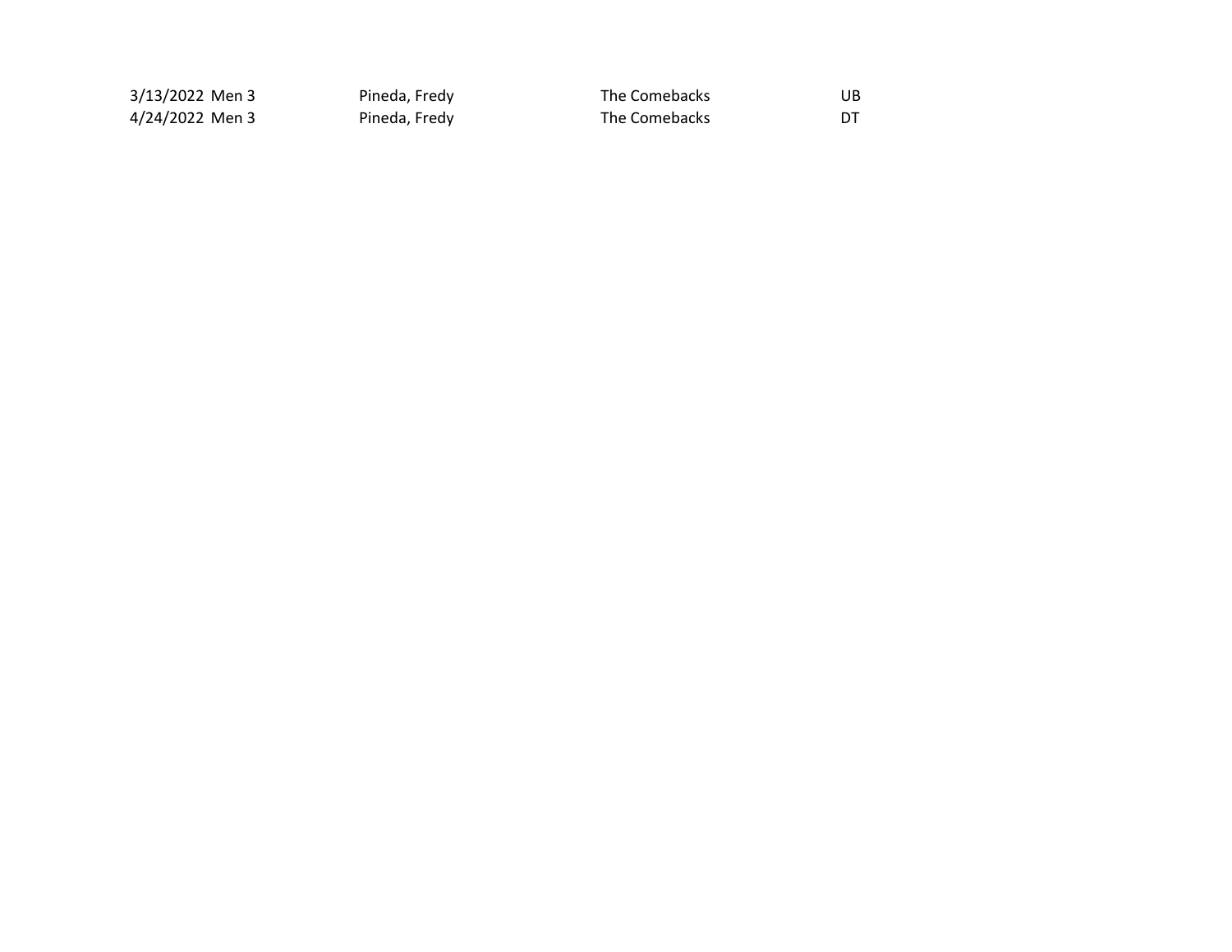| | | | | |
|---|---|---|---|---|
| 3/13/2022 | Men 3 | Pineda, Fredy | The Comebacks | UB |
| 4/24/2022 | Men 3 | Pineda, Fredy | The Comebacks | DT |